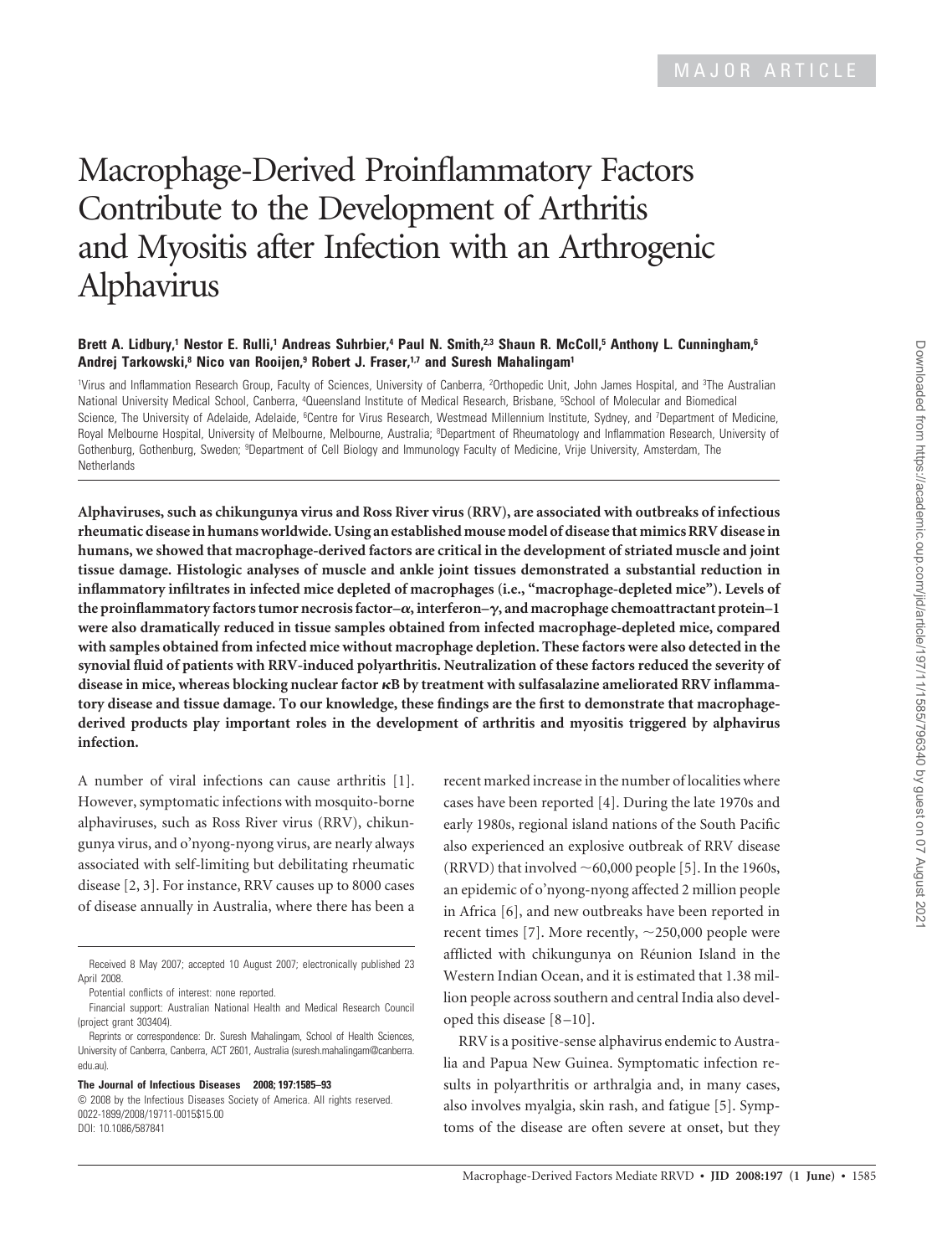MAJOR ARTICLE

# Macrophage-Derived Proinflammatory Factors Contribute to the Development of Arthritis and Myositis after Infection with an Arthrogenic Alphavirus

**Brett A. Lidbury,[1] Nestor E. Rulli,[1] Andreas Suhrbier,[4] Paul N. Smith,[2,3] Shaun R. McColl,[5] Anthony L. Cunningham,[6] Andrej Tarkowski,[8] Nico van Rooijen,[9] Robert J. Fraser,[1,7] and Suresh Mahalingam[1]**

[1]Virus and Inflammation Research Group, Faculty of Sciences, University of Canberra, [2]Orthopedic Unit, John James Hospital, and [3]The Australian National University Medical School, Canberra, [4]Queensland Institute of Medical Research, Brisbane, [5]School of Molecular and Biomedical Science, The University of Adelaide, Adelaide, [6]Centre for Virus Research, Westmead Millennium Institute, Sydney, and [7]Department of Medicine, Royal Melbourne Hospital, University of Melbourne, Melbourne, Australia; [8]Department of Rheumatology and Inflammation Research, University of Gothenburg, Gothenburg, Sweden; [9]Department of Cell Biology and Immunology Faculty of Medicine, Vrije University, Amsterdam, The Netherlands

**Alphaviruses, such as chikungunya virus and Ross River virus (RRV), are associated with outbreaks of infectious rheumatic disease in humans worldwide. Using an established mouse model of disease that mimics RRV disease in humans, we showed that macrophage-derived factors are critical in the development of striated muscle and joint tissue damage. Histologic analyses of muscle and ankle joint tissues demonstrated a substantial reduction in inflammatory infiltrates in infected mice depleted of macrophages (i.e., "macrophage-depleted mice"). Levels of the proinflammatory factors tumor necrosis factor–$\alpha$, interferon–$\gamma$, and macrophage chemoattractant protein–1 were also dramatically reduced in tissue samples obtained from infected macrophage-depleted mice, compared with samples obtained from infected mice without macrophage depletion. These factors were also detected in the synovial fluid of patients with RRV-induced polyarthritis. Neutralization of these factors reduced the severity of disease in mice, whereas blocking nuclear factor $\kappa$B by treatment with sulfasalazine ameliorated RRV inflammatory disease and tissue damage. To our knowledge, these findings are the first to demonstrate that macrophage-derived products play important roles in the development of arthritis and myositis triggered by alphavirus infection.**

A number of viral infections can cause arthritis [1]. However, symptomatic infections with mosquito-borne alphaviruses, such as Ross River virus (RRV), chikungunya virus, and o'nyong-nyong virus, are nearly always associated with self-limiting but debilitating rheumatic disease [2, 3]. For instance, RRV causes up to 8000 cases of disease annually in Australia, where there has been a recent marked increase in the number of localities where cases have been reported [4]. During the late 1970s and early 1980s, regional island nations of the South Pacific also experienced an explosive outbreak of RRV disease (RRVD) that involved ~60,000 people [5]. In the 1960s, an epidemic of o'nyong-nyong affected 2 million people in Africa [6], and new outbreaks have been reported in recent times [7]. More recently, ~250,000 people were afflicted with chikungunya on Réunion Island in the Western Indian Ocean, and it is estimated that 1.38 million people across southern and central India also developed this disease [8–10].

RRV is a positive-sense alphavirus endemic to Australia and Papua New Guinea. Symptomatic infection results in polyarthritis or arthralgia and, in many cases, also involves myalgia, skin rash, and fatigue [5]. Symptoms of the disease are often severe at onset, but they

Received 8 May 2007; accepted 10 August 2007; electronically published 23 April 2008.

Potential conflicts of interest: none reported.

Financial support: Australian National Health and Medical Research Council (project grant 303404).

Reprints or correspondence: Dr. Suresh Mahalingam, School of Health Sciences, University of Canberra, Canberra, ACT 2601, Australia (suresh.mahalingam@canberra.edu.au).

**The Journal of Infectious Diseases 2008; 197:1585–93**

© 2008 by the Infectious Diseases Society of America. All rights reserved.
0022-1899/2008/19711-0015$15.00
DOI: 10.1086/587841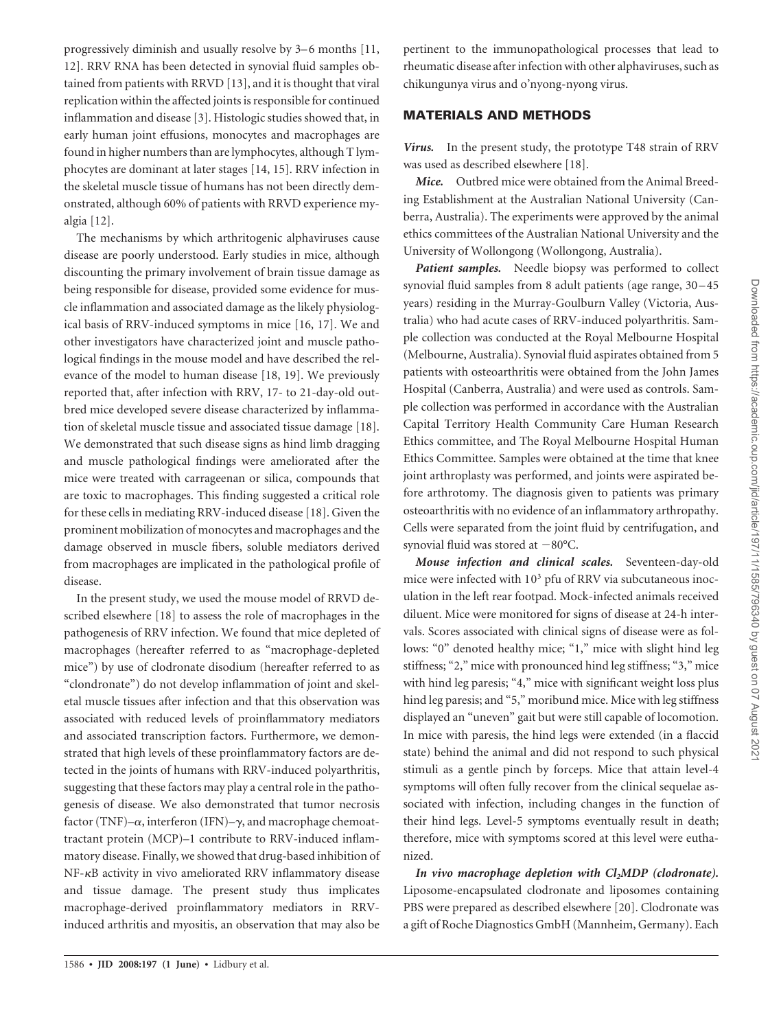progressively diminish and usually resolve by 3–6 months [11, 12]. RRV RNA has been detected in synovial fluid samples obtained from patients with RRVD [13], and it is thought that viral replication within the affected joints is responsible for continued inflammation and disease [3]. Histologic studies showed that, in early human joint effusions, monocytes and macrophages are found in higher numbers than are lymphocytes, although T lymphocytes are dominant at later stages [14, 15]. RRV infection in the skeletal muscle tissue of humans has not been directly demonstrated, although 60% of patients with RRVD experience myalgia [12].

The mechanisms by which arthritogenic alphaviruses cause disease are poorly understood. Early studies in mice, although discounting the primary involvement of brain tissue damage as being responsible for disease, provided some evidence for muscle inflammation and associated damage as the likely physiological basis of RRV-induced symptoms in mice [16, 17]. We and other investigators have characterized joint and muscle pathological findings in the mouse model and have described the relevance of the model to human disease [18, 19]. We previously reported that, after infection with RRV, 17- to 21-day-old outbred mice developed severe disease characterized by inflammation of skeletal muscle tissue and associated tissue damage [18]. We demonstrated that such disease signs as hind limb dragging and muscle pathological findings were ameliorated after the mice were treated with carrageenan or silica, compounds that are toxic to macrophages. This finding suggested a critical role for these cells in mediating RRV-induced disease [18]. Given the prominent mobilization of monocytes and macrophages and the damage observed in muscle fibers, soluble mediators derived from macrophages are implicated in the pathological profile of disease.

In the present study, we used the mouse model of RRVD described elsewhere [18] to assess the role of macrophages in the pathogenesis of RRV infection. We found that mice depleted of macrophages (hereafter referred to as "macrophage-depleted mice") by use of clodronate disodium (hereafter referred to as "clondronate") do not develop inflammation of joint and skeletal muscle tissues after infection and that this observation was associated with reduced levels of proinflammatory mediators and associated transcription factors. Furthermore, we demonstrated that high levels of these proinflammatory factors are detected in the joints of humans with RRV-induced polyarthritis, suggesting that these factors may play a central role in the pathogenesis of disease. We also demonstrated that tumor necrosis factor (TNF)–$\alpha$, interferon (IFN)–$\gamma$, and macrophage chemoattractant protein (MCP)–1 contribute to RRV-induced inflammatory disease. Finally, we showed that drug-based inhibition of NF-$\kappa$B activity in vivo ameliorated RRV inflammatory disease and tissue damage. The present study thus implicates macrophage-derived proinflammatory mediators in RRV-induced arthritis and myositis, an observation that may also be pertinent to the immunopathological processes that lead to rheumatic disease after infection with other alphaviruses, such as chikungunya virus and o'nyong-nyong virus.

## MATERIALS AND METHODS

***Virus.*** In the present study, the prototype T48 strain of RRV was used as described elsewhere [18].

***Mice.*** Outbred mice were obtained from the Animal Breeding Establishment at the Australian National University (Canberra, Australia). The experiments were approved by the animal ethics committees of the Australian National University and the University of Wollongong (Wollongong, Australia).

***Patient samples.*** Needle biopsy was performed to collect synovial fluid samples from 8 adult patients (age range, 30–45 years) residing in the Murray-Goulburn Valley (Victoria, Australia) who had acute cases of RRV-induced polyarthritis. Sample collection was conducted at the Royal Melbourne Hospital (Melbourne, Australia). Synovial fluid aspirates obtained from 5 patients with osteoarthritis were obtained from the John James Hospital (Canberra, Australia) and were used as controls. Sample collection was performed in accordance with the Australian Capital Territory Health Community Care Human Research Ethics committee, and The Royal Melbourne Hospital Human Ethics Committee. Samples were obtained at the time that knee joint arthroplasty was performed, and joints were aspirated before arthrotomy. The diagnosis given to patients was primary osteoarthritis with no evidence of an inflammatory arthropathy. Cells were separated from the joint fluid by centrifugation, and synovial fluid was stored at −80°C.

***Mouse infection and clinical scales.*** Seventeen-day-old mice were infected with $10^3$ pfu of RRV via subcutaneous inoculation in the left rear footpad. Mock-infected animals received diluent. Mice were monitored for signs of disease at 24-h intervals. Scores associated with clinical signs of disease were as follows: "0" denoted healthy mice; "1," mice with slight hind leg stiffness; "2," mice with pronounced hind leg stiffness; "3," mice with hind leg paresis; "4," mice with significant weight loss plus hind leg paresis; and "5," moribund mice. Mice with leg stiffness displayed an "uneven" gait but were still capable of locomotion. In mice with paresis, the hind legs were extended (in a flaccid state) behind the animal and did not respond to such physical stimuli as a gentle pinch by forceps. Mice that attain level-4 symptoms will often fully recover from the clinical sequelae associated with infection, including changes in the function of their hind legs. Level-5 symptoms eventually result in death; therefore, mice with symptoms scored at this level were euthanized.

***In vivo macrophage depletion with $Cl_2MDP$ (clodronate).*** Liposome-encapsulated clodronate and liposomes containing PBS were prepared as described elsewhere [20]. Clodronate was a gift of Roche Diagnostics GmbH (Mannheim, Germany). Each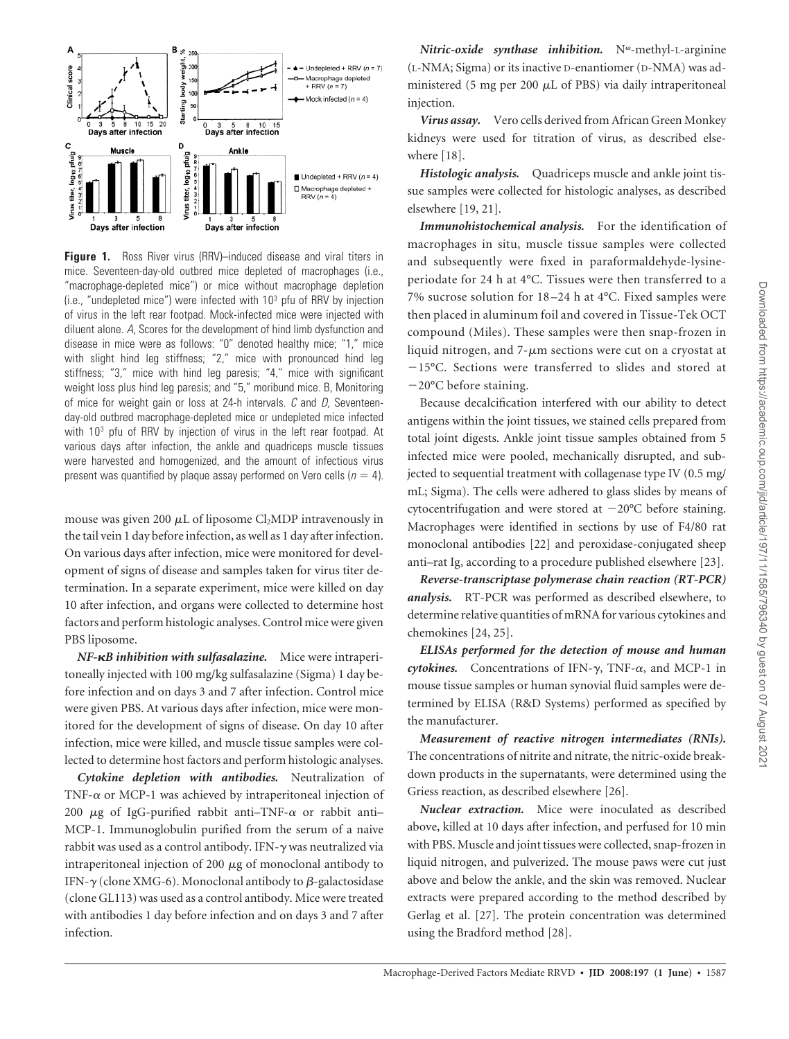**Figure 1.** Ross River virus (RRV)–induced disease and viral titers in mice. Seventeen-day-old outbred mice depleted of macrophages (i.e., "macrophage-depleted mice") or mice without macrophage depletion (i.e., "undepleted mice") were infected with $10^3$ pfu of RRV by injection of virus in the left rear footpad. Mock-infected mice were injected with diluent alone. *A,* Scores for the development of hind limb dysfunction and disease in mice were as follows: "0" denoted healthy mice; "1," mice with slight hind leg stiffness; "2," mice with pronounced hind leg stiffness; "3," mice with hind leg paresis; "4," mice with significant weight loss plus hind leg paresis; and "5," moribund mice. B, Monitoring of mice for weight gain or loss at 24-h intervals. *C* and *D,* Seventeen-day-old outbred macrophage-depleted mice or undepleted mice infected with $10^3$ pfu of RRV by injection of virus in the left rear footpad. At various days after infection, the ankle and quadriceps muscle tissues were harvested and homogenized, and the amount of infectious virus present was quantified by plaque assay performed on Vero cells ($n = 4$).

mouse was given 200 $\mu$L of liposome $Cl_2MDP$ intravenously in the tail vein 1 day before infection, as well as 1 day after infection. On various days after infection, mice were monitored for development of signs of disease and samples taken for virus titer determination. In a separate experiment, mice were killed on day 10 after infection, and organs were collected to determine host factors and perform histologic analyses. Control mice were given PBS liposome.

***NF-κB inhibition with sulfasalazine.*** Mice were intraperitoneally injected with 100 mg/kg sulfasalazine (Sigma) 1 day before infection and on days 3 and 7 after infection. Control mice were given PBS. At various days after infection, mice were monitored for the development of signs of disease. On day 10 after infection, mice were killed, and muscle tissue samples were collected to determine host factors and perform histologic analyses.

***Cytokine depletion with antibodies.*** Neutralization of TNF-$\alpha$ or MCP-1 was achieved by intraperitoneal injection of 200 $\mu$g of IgG-purified rabbit anti–TNF-$\alpha$ or rabbit anti–MCP-1. Immunoglobulin purified from the serum of a naive rabbit was used as a control antibody. IFN-$\gamma$ was neutralized via intraperitoneal injection of 200 $\mu$g of monoclonal antibody to IFN-$\gamma$ (clone XMG-6). Monoclonal antibody to $\beta$-galactosidase (clone GL113) was used as a control antibody. Mice were treated with antibodies 1 day before infection and on days 3 and 7 after infection.

***Nitric-oxide synthase inhibition.*** $N^{\omega}$-methyl-L-arginine (L-NMA; Sigma) or its inactive D-enantiomer (D-NMA) was administered (5 mg per 200 $\mu$L of PBS) via daily intraperitoneal injection.

***Virus assay.*** Vero cells derived from African Green Monkey kidneys were used for titration of virus, as described elsewhere [18].

***Histologic analysis.*** Quadriceps muscle and ankle joint tissue samples were collected for histologic analyses, as described elsewhere [19, 21].

***Immunohistochemical analysis.*** For the identification of macrophages in situ, muscle tissue samples were collected and subsequently were fixed in paraformaldehyde-lysine-periodate for 24 h at 4°C. Tissues were then transferred to a 7% sucrose solution for 18–24 h at 4°C. Fixed samples were then placed in aluminum foil and covered in Tissue-Tek OCT compound (Miles). These samples were then snap-frozen in liquid nitrogen, and 7-$\mu$m sections were cut on a cryostat at −15°C. Sections were transferred to slides and stored at −20°C before staining.

Because decalcification interfered with our ability to detect antigens within the joint tissues, we stained cells prepared from total joint digests. Ankle joint tissue samples obtained from 5 infected mice were pooled, mechanically disrupted, and subjected to sequential treatment with collagenase type IV (0.5 mg/mL; Sigma). The cells were adhered to glass slides by means of cytocentrifugation and were stored at −20°C before staining. Macrophages were identified in sections by use of F4/80 rat monoclonal antibodies [22] and peroxidase-conjugated sheep anti–rat Ig, according to a procedure published elsewhere [23].

***Reverse-transcriptase polymerase chain reaction (RT-PCR) analysis.*** RT-PCR was performed as described elsewhere, to determine relative quantities of mRNA for various cytokines and chemokines [24, 25].

***ELISAs performed for the detection of mouse and human cytokines.*** Concentrations of IFN-$\gamma$, TNF-$\alpha$, and MCP-1 in mouse tissue samples or human synovial fluid samples were determined by ELISA (R&D Systems) performed as specified by the manufacturer.

***Measurement of reactive nitrogen intermediates (RNIs).*** The concentrations of nitrite and nitrate, the nitric-oxide breakdown products in the supernatants, were determined using the Griess reaction, as described elsewhere [26].

***Nuclear extraction.*** Mice were inoculated as described above, killed at 10 days after infection, and perfused for 10 min with PBS. Muscle and joint tissues were collected, snap-frozen in liquid nitrogen, and pulverized. The mouse paws were cut just above and below the ankle, and the skin was removed. Nuclear extracts were prepared according to the method described by Gerlag et al. [27]. The protein concentration was determined using the Bradford method [28].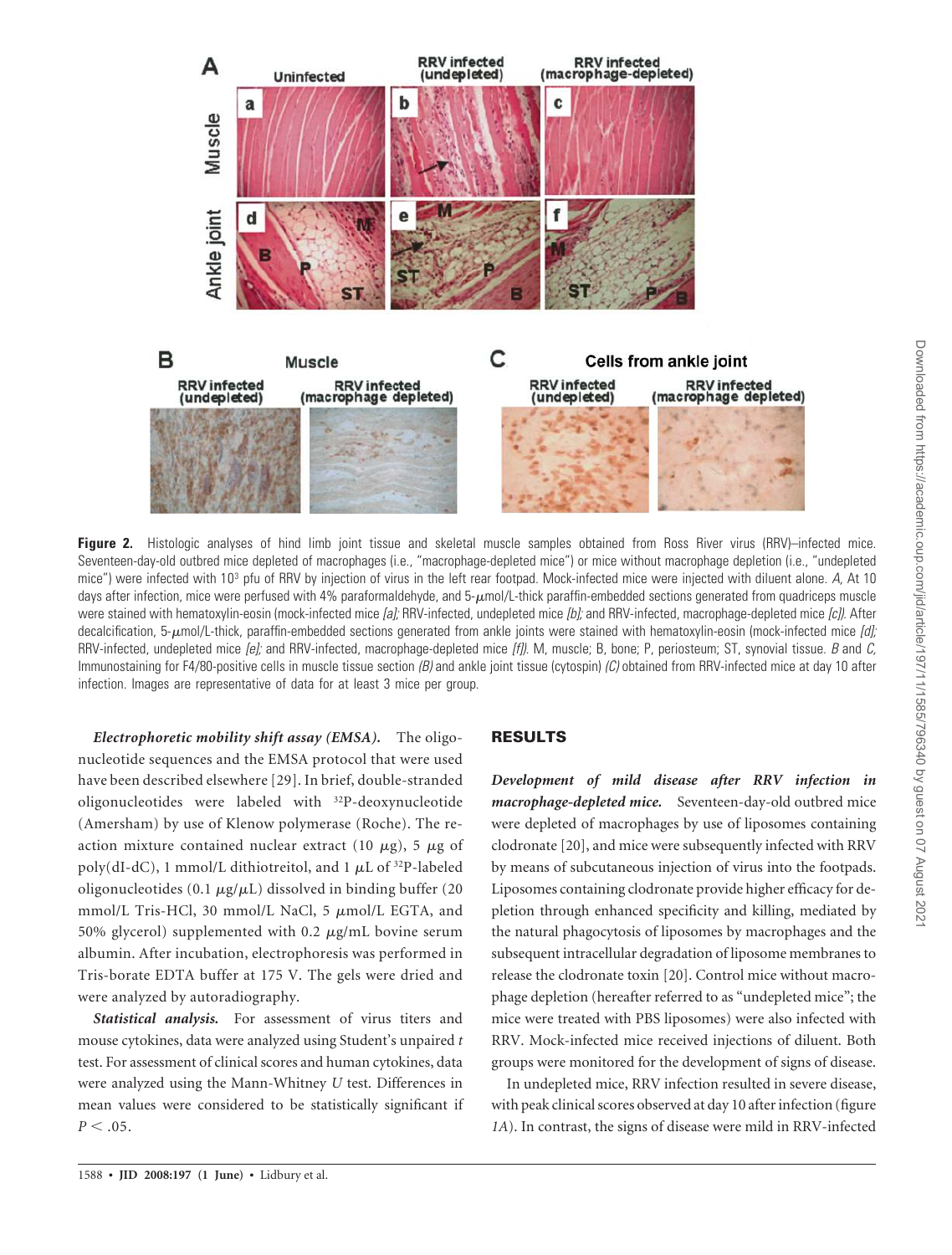**Figure 2.** Histologic analyses of hind limb joint tissue and skeletal muscle samples obtained from Ross River virus (RRV)–infected mice. Seventeen-day-old outbred mice depleted of macrophages (i.e., "macrophage-depleted mice") or mice without macrophage depletion (i.e., "undepleted mice") were infected with $10^3$ pfu of RRV by injection of virus in the left rear footpad. Mock-infected mice were injected with diluent alone. *A,* At 10 days after infection, mice were perfused with 4% paraformaldehyde, and 5-$\mu$mol/L-thick paraffin-embedded sections generated from quadriceps muscle were stained with hematoxylin-eosin (mock-infected mice *[a];* RRV-infected, undepleted mice *[b];* and RRV-infected, macrophage-depleted mice *[c]).* After decalcification, 5-$\mu$mol/L-thick, paraffin-embedded sections generated from ankle joints were stained with hematoxylin-eosin (mock-infected mice *[d];* RRV-infected, undepleted mice *[e];* and RRV-infected, macrophage-depleted mice *[f]).* M, muscle; B, bone; P, periosteum; ST, synovial tissue. *B* and *C,* Immunostaining for F4/80-positive cells in muscle tissue section *(B)* and ankle joint tissue (cytospin) *(C)* obtained from RRV-infected mice at day 10 after infection. Images are representative of data for at least 3 mice per group.

***Electrophoretic mobility shift assay (EMSA).*** The oligonucleotide sequences and the EMSA protocol that were used have been described elsewhere [29]. In brief, double-stranded oligonucleotides were labeled with $^{32}$P-deoxynucleotide (Amersham) by use of Klenow polymerase (Roche). The reaction mixture contained nuclear extract (10 $\mu$g), 5 $\mu$g of poly(dI-dC), 1 mmol/L dithiothreitol, and 1 $\mu$L of $^{32}$P-labeled oligonucleotides (0.1 $\mu$g/$\mu$L) dissolved in binding buffer (20 mmol/L Tris-HCl, 30 mmol/L NaCl, 5 $\mu$mol/L EGTA, and 50% glycerol) supplemented with 0.2 $\mu$g/mL bovine serum albumin. After incubation, electrophoresis was performed in Tris-borate EDTA buffer at 175 V. The gels were dried and were analyzed by autoradiography.

***Statistical analysis.*** For assessment of virus titers and mouse cytokines, data were analyzed using Student's unpaired *t* test. For assessment of clinical scores and human cytokines, data were analyzed using the Mann-Whitney *U* test. Differences in mean values were considered to be statistically significant if $P < .05$.

## RESULTS

***Development of mild disease after RRV infection in macrophage-depleted mice.*** Seventeen-day-old outbred mice were depleted of macrophages by use of liposomes containing clodronate [20], and mice were subsequently infected with RRV by means of subcutaneous injection of virus into the footpads. Liposomes containing clodronate provide higher efficacy for depletion through enhanced specificity and killing, mediated by the natural phagocytosis of liposomes by macrophages and the subsequent intracellular degradation of liposome membranes to release the clodronate toxin [20]. Control mice without macrophage depletion (hereafter referred to as "undepleted mice"; the mice were treated with PBS liposomes) were also infected with RRV. Mock-infected mice received injections of diluent. Both groups were monitored for the development of signs of disease.

In undepleted mice, RRV infection resulted in severe disease, with peak clinical scores observed at day 10 after infection (figure *1A*). In contrast, the signs of disease were mild in RRV-infected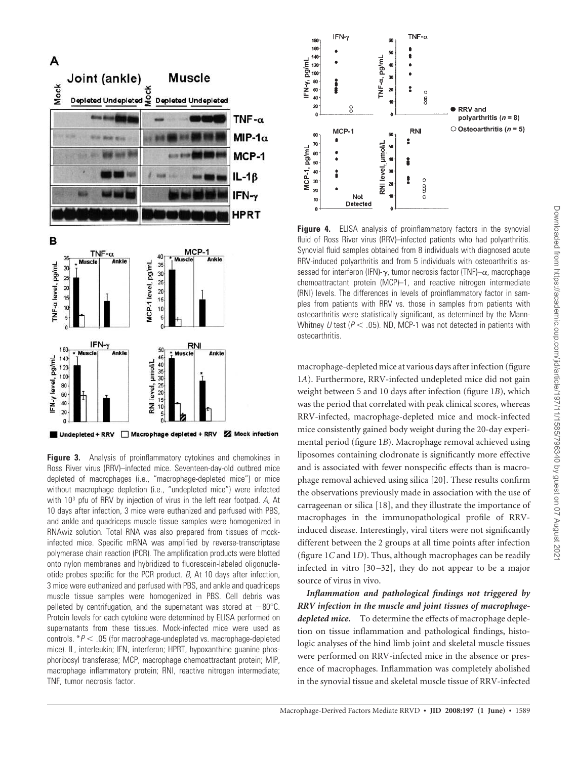**Figure 3.** Analysis of proinflammatory cytokines and chemokines in Ross River virus (RRV)–infected mice. Seventeen-day-old outbred mice depleted of macrophages (i.e., "macrophage-depleted mice") or mice without macrophage depletion (i.e., "undepleted mice") were infected with $10^3$ pfu of RRV by injection of virus in the left rear footpad. *A,* At 10 days after infection, 3 mice were euthanized and perfused with PBS, and ankle and quadriceps muscle tissue samples were homogenized in RNAwiz solution. Total RNA was also prepared from tissues of mock-infected mice. Specific mRNA was amplified by reverse-transcriptase polymerase chain reaction (PCR). The amplification products were blotted onto nylon membranes and hybridized to fluorescein-labeled oligonucleotide probes specific for the PCR product. *B,* At 10 days after infection, 3 mice were euthanized and perfused with PBS, and ankle and quadriceps muscle tissue samples were homogenized in PBS. Cell debris was pelleted by centrifugation, and the supernatant was stored at $-80°C$. Protein levels for each cytokine were determined by ELISA performed on supernatants from these tissues. Mock-infected mice were used as controls. $^*P < .05$ (for macrophage-undepleted vs. macrophage-depleted mice). IL, interleukin; IFN, interferon; HPRT, hypoxanthine guanine phosphoribosyl transferase; MCP, macrophage chemoattractant protein; MIP, macrophage inflammatory protein; RNI, reactive nitrogen intermediate; TNF, tumor necrosis factor.

**Figure 4.** ELISA analysis of proinflammatory factors in the synovial fluid of Ross River virus (RRV)–infected patients who had polyarthritis. Synovial fluid samples obtained from 8 individuals with diagnosed acute RRV-induced polyarthritis and from 5 individuals with osteoarthritis assessed for interferon (IFN)-γ, tumor necrosis factor (TNF)–α, macrophage chemoattractant protein (MCP)–1, and reactive nitrogen intermediate (RNI) levels. The differences in levels of proinflammatory factor in samples from patients with RRV vs. those in samples from patients with osteoarthritis were statistically significant, as determined by the Mann-Whitney *U* test ($P < .05$). ND, MCP-1 was not detected in patients with osteoarthritis.

macrophage-depleted mice at various days after infection (figure 1*A*). Furthermore, RRV-infected undepleted mice did not gain weight between 5 and 10 days after infection (figure 1*B*), which was the period that correlated with peak clinical scores, whereas RRV-infected, macrophage-depleted mice and mock-infected mice consistently gained body weight during the 20-day experimental period (figure 1*B*). Macrophage removal achieved using liposomes containing clodronate is significantly more effective and is associated with fewer nonspecific effects than is macrophage removal achieved using silica [20]. These results confirm the observations previously made in association with the use of carrageenan or silica [18], and they illustrate the importance of macrophages in the immunopathological profile of RRV-induced disease. Interestingly, viral titers were not significantly different between the 2 groups at all time points after infection (figure 1*C* and 1*D*). Thus, although macrophages can be readily infected in vitro [30–32], they do not appear to be a major source of virus in vivo.

***Inflammation and pathological findings not triggered by RRV infection in the muscle and joint tissues of macrophage-depleted mice.*** To determine the effects of macrophage depletion on tissue inflammation and pathological findings, histologic analyses of the hind limb joint and skeletal muscle tissues were performed on RRV-infected mice in the absence or presence of macrophages. Inflammation was completely abolished in the synovial tissue and skeletal muscle tissue of RRV-infected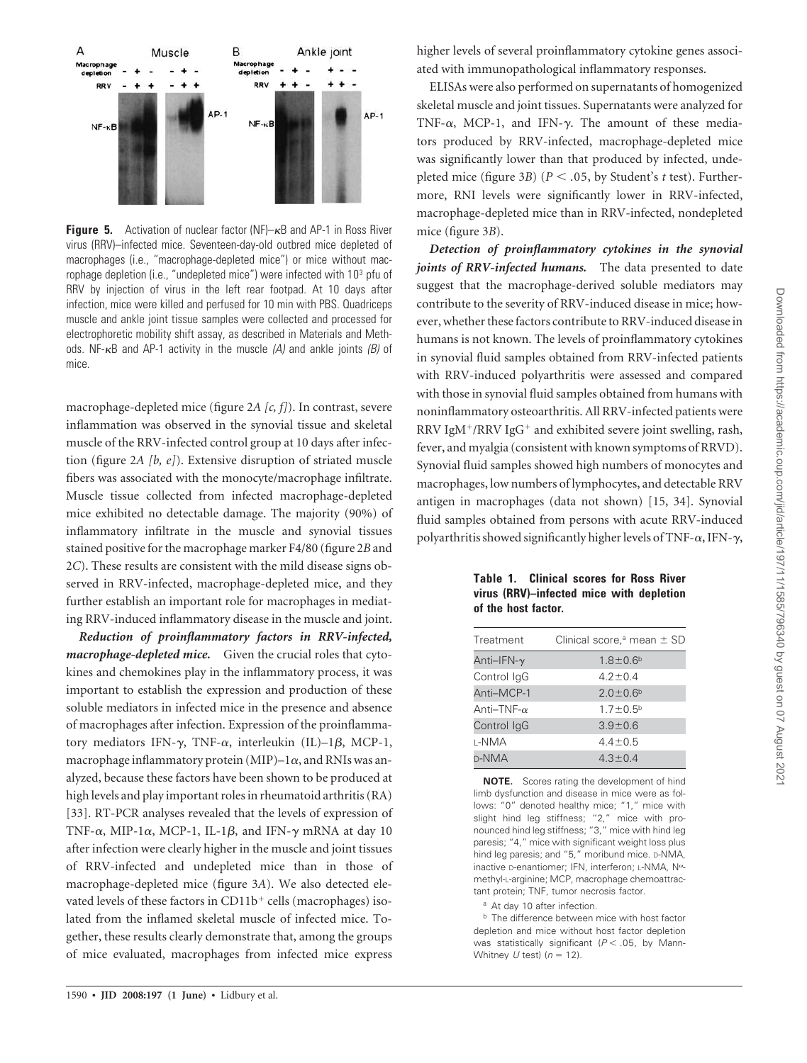**Figure 5.** Activation of nuclear factor (NF)–κB and AP-1 in Ross River virus (RRV)–infected mice. Seventeen-day-old outbred mice depleted of macrophages (i.e., "macrophage-depleted mice") or mice without macrophage depletion (i.e., "undepleted mice") were infected with $10^3$ pfu of RRV by injection of virus in the left rear footpad. At 10 days after infection, mice were killed and perfused for 10 min with PBS. Quadriceps muscle and ankle joint tissue samples were collected and processed for electrophoretic mobility shift assay, as described in Materials and Methods. NF-κB and AP-1 activity in the muscle *(A)* and ankle joints *(B)* of mice.

macrophage-depleted mice (figure 2*A [c, f]*). In contrast, severe inflammation was observed in the synovial tissue and skeletal muscle of the RRV-infected control group at 10 days after infection (figure 2*A [b, e]*). Extensive disruption of striated muscle fibers was associated with the monocyte/macrophage infiltrate. Muscle tissue collected from infected macrophage-depleted mice exhibited no detectable damage. The majority (90%) of inflammatory infiltrate in the muscle and synovial tissues stained positive for the macrophage marker F4/80 (figure 2*B* and 2*C*). These results are consistent with the mild disease signs observed in RRV-infected, macrophage-depleted mice, and they further establish an important role for macrophages in mediating RRV-induced inflammatory disease in the muscle and joint.

***Reduction of proinflammatory factors in RRV-infected, macrophage-depleted mice.*** Given the crucial roles that cytokines and chemokines play in the inflammatory process, it was important to establish the expression and production of these soluble mediators in infected mice in the presence and absence of macrophages after infection. Expression of the proinflammatory mediators IFN-γ, TNF-α, interleukin (IL)–1β, MCP-1, macrophage inflammatory protein (MIP)–1α, and RNIs was analyzed, because these factors have been shown to be produced at high levels and play important roles in rheumatoid arthritis (RA) [33]. RT-PCR analyses revealed that the levels of expression of TNF-α, MIP-1α, MCP-1, IL-1β, and IFN-γ mRNA at day 10 after infection were clearly higher in the muscle and joint tissues of RRV-infected and undepleted mice than in those of macrophage-depleted mice (figure 3*A*). We also detected elevated levels of these factors in $CD11b^+$ cells (macrophages) isolated from the inflamed skeletal muscle of infected mice. Together, these results clearly demonstrate that, among the groups of mice evaluated, macrophages from infected mice express higher levels of several proinflammatory cytokine genes associated with immunopathological inflammatory responses.

ELISAs were also performed on supernatants of homogenized skeletal muscle and joint tissues. Supernatants were analyzed for TNF-α, MCP-1, and IFN-γ. The amount of these mediators produced by RRV-infected, macrophage-depleted mice was significantly lower than that produced by infected, undepleted mice (figure 3*B*) ($P < .05$, by Student's *t* test). Furthermore, RNI levels were significantly lower in RRV-infected, macrophage-depleted mice than in RRV-infected, nondepleted mice (figure 3*B*).

***Detection of proinflammatory cytokines in the synovial joints of RRV-infected humans.*** The data presented to date suggest that the macrophage-derived soluble mediators may contribute to the severity of RRV-induced disease in mice; however, whether these factors contribute to RRV-induced disease in humans is not known. The levels of proinflammatory cytokines in synovial fluid samples obtained from RRV-infected patients with RRV-induced polyarthritis were assessed and compared with those in synovial fluid samples obtained from humans with noninflammatory osteoarthritis. All RRV-infected patients were RRV $IgM^+$/RRV $IgG^+$ and exhibited severe joint swelling, rash, fever, and myalgia (consistent with known symptoms of RRVD). Synovial fluid samples showed high numbers of monocytes and macrophages, low numbers of lymphocytes, and detectable RRV antigen in macrophages (data not shown) [15, 34]. Synovial fluid samples obtained from persons with acute RRV-induced polyarthritis showed significantly higher levels of TNF-α, IFN-γ,

**Table 1. Clinical scores for Ross River virus (RRV)–infected mice with depletion of the host factor.**

| Treatment | Clinical score,[a] mean ± SD |
|---|---|
| Anti–IFN-γ | 1.8±0.6[b] |
| Control IgG | 4.2±0.4 |
| Anti–MCP-1 | 2.0±0.6[b] |
| Anti–TNF-α | 1.7±0.5[b] |
| Control IgG | 3.9±0.6 |
| L-NMA | 4.4±0.5 |
| D-NMA | 4.3±0.4 |

**NOTE.** Scores rating the development of hind limb dysfunction and disease in mice were as follows: "0" denoted healthy mice; "1," mice with slight hind leg stiffness; "2," mice with pronounced hind leg stiffness; "3," mice with hind leg paresis; "4," mice with significant weight loss plus hind leg paresis; and "5," moribund mice. D-NMA, inactive D-enantiomer; IFN, interferon; L-NMA, $N^{\omega}$-methyl-L-arginine; MCP, macrophage chemoattractant protein; TNF, tumor necrosis factor.

[a] At day 10 after infection.

[b] The difference between mice with host factor depletion and mice without host factor depletion was statistically significant ($P < .05$, by Mann-Whitney *U* test) ($n = 12$).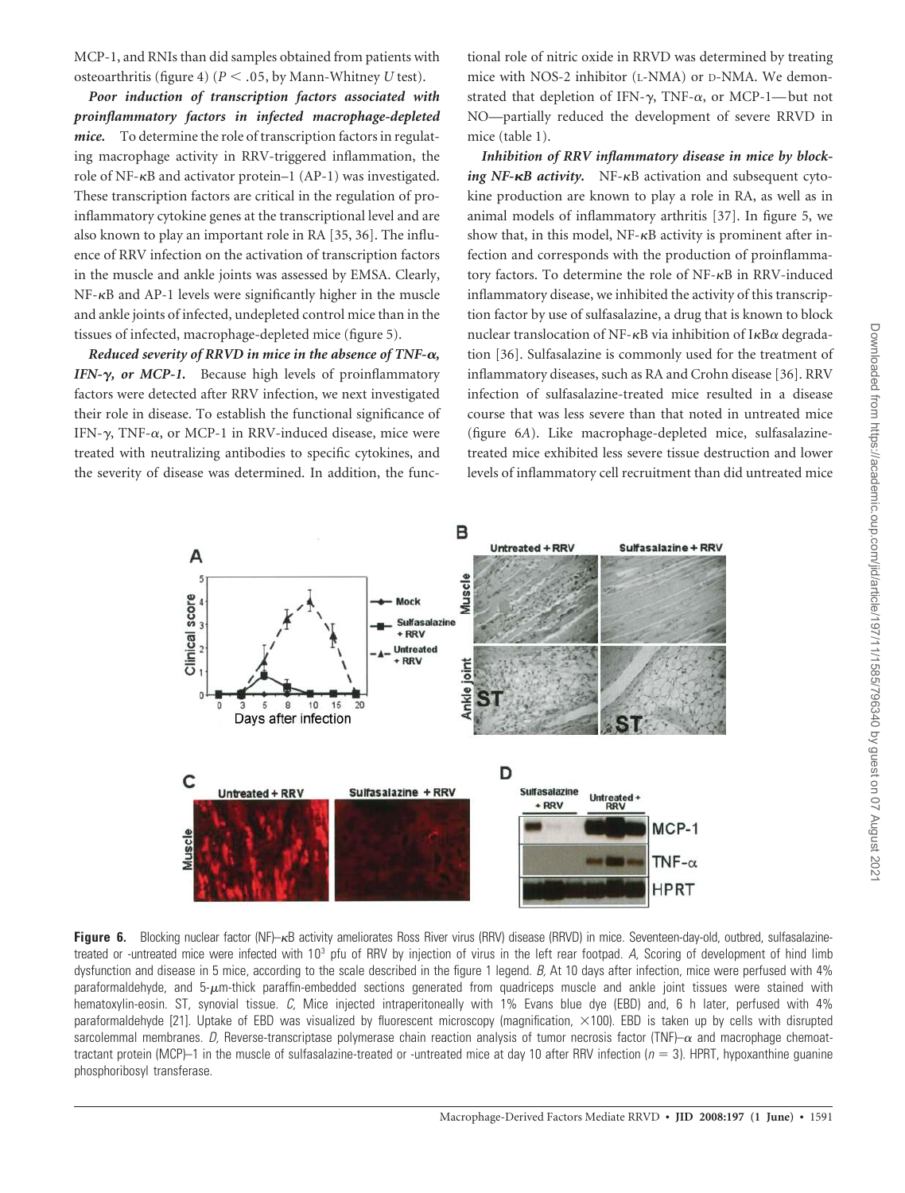MCP-1, and RNIs than did samples obtained from patients with osteoarthritis (figure 4) ($P < .05$, by Mann-Whitney $U$ test).

***Poor induction of transcription factors associated with proinflammatory factors in infected macrophage-depleted mice.*** To determine the role of transcription factors in regulating macrophage activity in RRV-triggered inflammation, the role of NF-κB and activator protein–1 (AP-1) was investigated. These transcription factors are critical in the regulation of proinflammatory cytokine genes at the transcriptional level and are also known to play an important role in RA [35, 36]. The influence of RRV infection on the activation of transcription factors in the muscle and ankle joints was assessed by EMSA. Clearly, NF-κB and AP-1 levels were significantly higher in the muscle and ankle joints of infected, undepleted control mice than in the tissues of infected, macrophage-depleted mice (figure 5).

***Reduced severity of RRVD in mice in the absence of TNF-α, IFN-γ, or MCP-1.*** Because high levels of proinflammatory factors were detected after RRV infection, we next investigated their role in disease. To establish the functional significance of IFN-γ, TNF-α, or MCP-1 in RRV-induced disease, mice were treated with neutralizing antibodies to specific cytokines, and the severity of disease was determined. In addition, the functional role of nitric oxide in RRVD was determined by treating mice with NOS-2 inhibitor (L-NMA) or D-NMA. We demonstrated that depletion of IFN-γ, TNF-α, or MCP-1—but not NO—partially reduced the development of severe RRVD in mice (table 1).

***Inhibition of RRV inflammatory disease in mice by blocking NF-κB activity.*** NF-κB activation and subsequent cytokine production are known to play a role in RA, as well as in animal models of inflammatory arthritis [37]. In figure 5, we show that, in this model, NF-κB activity is prominent after infection and corresponds with the production of proinflammatory factors. To determine the role of NF-κB in RRV-induced inflammatory disease, we inhibited the activity of this transcription factor by use of sulfasalazine, a drug that is known to block nuclear translocation of NF-κB via inhibition of IκBα degradation [36]. Sulfasalazine is commonly used for the treatment of inflammatory diseases, such as RA and Crohn disease [36]. RRV infection of sulfasalazine-treated mice resulted in a disease course that was less severe than that noted in untreated mice (figure 6*A*). Like macrophage-depleted mice, sulfasalazine-treated mice exhibited less severe tissue destruction and lower levels of inflammatory cell recruitment than did untreated mice

**Figure 6.** Blocking nuclear factor (NF)–κB activity ameliorates Ross River virus (RRV) disease (RRVD) in mice. Seventeen-day-old, outbred, sulfasalazine-treated or -untreated mice were infected with $10^3$ pfu of RRV by injection of virus in the left rear footpad. *A,* Scoring of development of hind limb dysfunction and disease in 5 mice, according to the scale described in the figure 1 legend. *B,* At 10 days after infection, mice were perfused with 4% paraformaldehyde, and 5-μm-thick paraffin-embedded sections generated from quadriceps muscle and ankle joint tissues were stained with hematoxylin-eosin. ST, synovial tissue. *C,* Mice injected intraperitoneally with 1% Evans blue dye (EBD) and, 6 h later, perfused with 4% paraformaldehyde [21]. Uptake of EBD was visualized by fluorescent microscopy (magnification, ×100). EBD is taken up by cells with disrupted sarcolemmal membranes. *D,* Reverse-transcriptase polymerase chain reaction analysis of tumor necrosis factor (TNF)–α and macrophage chemoattractant protein (MCP)–1 in the muscle of sulfasalazine-treated or -untreated mice at day 10 after RRV infection ($n = 3$). HPRT, hypoxanthine guanine phosphoribosyl transferase.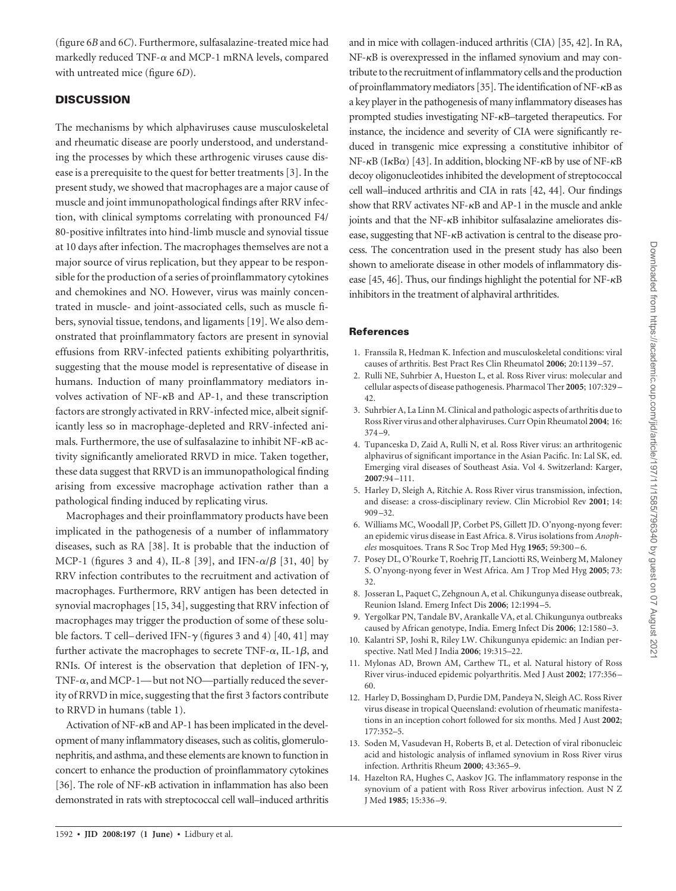(figure 6*B* and 6*C*). Furthermore, sulfasalazine-treated mice had markedly reduced TNF-$\alpha$ and MCP-1 mRNA levels, compared with untreated mice (figure 6*D*).

## DISCUSSION

The mechanisms by which alphaviruses cause musculoskeletal and rheumatic disease are poorly understood, and understanding the processes by which these arthrogenic viruses cause disease is a prerequisite to the quest for better treatments [3]. In the present study, we showed that macrophages are a major cause of muscle and joint immunopathological findings after RRV infection, with clinical symptoms correlating with pronounced F4/80-positive infiltrates into hind-limb muscle and synovial tissue at 10 days after infection. The macrophages themselves are not a major source of virus replication, but they appear to be responsible for the production of a series of proinflammatory cytokines and chemokines and NO. However, virus was mainly concentrated in muscle- and joint-associated cells, such as muscle fibers, synovial tissue, tendons, and ligaments [19]. We also demonstrated that proinflammatory factors are present in synovial effusions from RRV-infected patients exhibiting polyarthritis, suggesting that the mouse model is representative of disease in humans. Induction of many proinflammatory mediators involves activation of NF-$\kappa$B and AP-1, and these transcription factors are strongly activated in RRV-infected mice, albeit significantly less so in macrophage-depleted and RRV-infected animals. Furthermore, the use of sulfasalazine to inhibit NF-$\kappa$B activity significantly ameliorated RRVD in mice. Taken together, these data suggest that RRVD is an immunopathological finding arising from excessive macrophage activation rather than a pathological finding induced by replicating virus.

Macrophages and their proinflammatory products have been implicated in the pathogenesis of a number of inflammatory diseases, such as RA [38]. It is probable that the induction of MCP-1 (figures 3 and 4), IL-8 [39], and IFN-$\alpha/\beta$ [31, 40] by RRV infection contributes to the recruitment and activation of macrophages. Furthermore, RRV antigen has been detected in synovial macrophages [15, 34], suggesting that RRV infection of macrophages may trigger the production of some of these soluble factors. T cell–derived IFN-$\gamma$ (figures 3 and 4) [40, 41] may further activate the macrophages to secrete TNF-$\alpha$, IL-1$\beta$, and RNIs. Of interest is the observation that depletion of IFN-$\gamma$, TNF-$\alpha$, and MCP-1—but not NO—partially reduced the severity of RRVD in mice, suggesting that the first 3 factors contribute to RRVD in humans (table 1).

Activation of NF-$\kappa$B and AP-1 has been implicated in the development of many inflammatory diseases, such as colitis, glomerulonephritis, and asthma, and these elements are known to function in concert to enhance the production of proinflammatory cytokines [36]. The role of NF-$\kappa$B activation in inflammation has also been demonstrated in rats with streptococcal cell wall–induced arthritis and in mice with collagen-induced arthritis (CIA) [35, 42]. In RA, NF-$\kappa$B is overexpressed in the inflamed synovium and may contribute to the recruitment of inflammatory cells and the production of proinflammatory mediators [35]. The identification of NF-$\kappa$B as a key player in the pathogenesis of many inflammatory diseases has prompted studies investigating NF-$\kappa$B–targeted therapeutics. For instance, the incidence and severity of CIA were significantly reduced in transgenic mice expressing a constitutive inhibitor of NF-$\kappa$B (I$\kappa$B$\alpha$) [43]. In addition, blocking NF-$\kappa$B by use of NF-$\kappa$B decoy oligonucleotides inhibited the development of streptococcal cell wall–induced arthritis and CIA in rats [42, 44]. Our findings show that RRV activates NF-$\kappa$B and AP-1 in the muscle and ankle joints and that the NF-$\kappa$B inhibitor sulfasalazine ameliorates disease, suggesting that NF-$\kappa$B activation is central to the disease process. The concentration used in the present study has also been shown to ameliorate disease in other models of inflammatory disease [45, 46]. Thus, our findings highlight the potential for NF-$\kappa$B inhibitors in the treatment of alphaviral arthritides.

## References

1. Franssila R, Hedman K. Infection and musculoskeletal conditions: viral causes of arthritis. Best Pract Res Clin Rheumatol **2006**; 20:1139–57.
2. Rulli NE, Suhrbier A, Hueston L, et al. Ross River virus: molecular and cellular aspects of disease pathogenesis. Pharmacol Ther **2005**; 107:329–42.
3. Suhrbier A, La Linn M. Clinical and pathologic aspects of arthritis due to Ross River virus and other alphaviruses. Curr Opin Rheumatol **2004**; 16: 374–9.
4. Tupanceska D, Zaid A, Rulli N, et al. Ross River virus: an arthritogenic alphavirus of significant importance in the Asian Pacific. In: Lal SK, ed. Emerging viral diseases of Southeast Asia. Vol 4. Switzerland: Karger, **2007**:94–111.
5. Harley D, Sleigh A, Ritchie A. Ross River virus transmission, infection, and disease: a cross-disciplinary review. Clin Microbiol Rev **2001**; 14: 909–32.
6. Williams MC, Woodall JP, Corbet PS, Gillett JD. O'nyong-nyong fever: an epidemic virus disease in East Africa. 8. Virus isolations from *Anopheles* mosquitoes. Trans R Soc Trop Med Hyg **1965**; 59:300–6.
7. Posey DL, O'Rourke T, Roehrig JT, Lanciotti RS, Weinberg M, Maloney S. O'nyong-nyong fever in West Africa. Am J Trop Med Hyg **2005**; 73: 32.
8. Josseran L, Paquet C, Zehgnoun A, et al. Chikungunya disease outbreak, Reunion Island. Emerg Infect Dis **2006**; 12:1994–5.
9. Yergolkar PN, Tandale BV, Arankalle VA, et al. Chikungunya outbreaks caused by African genotype, India. Emerg Infect Dis **2006**; 12:1580–3.
10. Kalantri SP, Joshi R, Riley LW. Chikungunya epidemic: an Indian perspective. Natl Med J India **2006**; 19:315–22.
11. Mylonas AD, Brown AM, Carthew TL, et al. Natural history of Ross River virus-induced epidemic polyarthritis. Med J Aust **2002**; 177:356–60.
12. Harley D, Bossingham D, Purdie DM, Pandeya N, Sleigh AC. Ross River virus disease in tropical Queensland: evolution of rheumatic manifestations in an inception cohort followed for six months. Med J Aust **2002**; 177:352–5.
13. Soden M, Vasudevan H, Roberts B, et al. Detection of viral ribonucleic acid and histologic analysis of inflamed synovium in Ross River virus infection. Arthritis Rheum **2000**; 43:365–9.
14. Hazelton RA, Hughes C, Aaskov JG. The inflammatory response in the synovium of a patient with Ross River arbovirus infection. Aust N Z J Med **1985**; 15:336–9.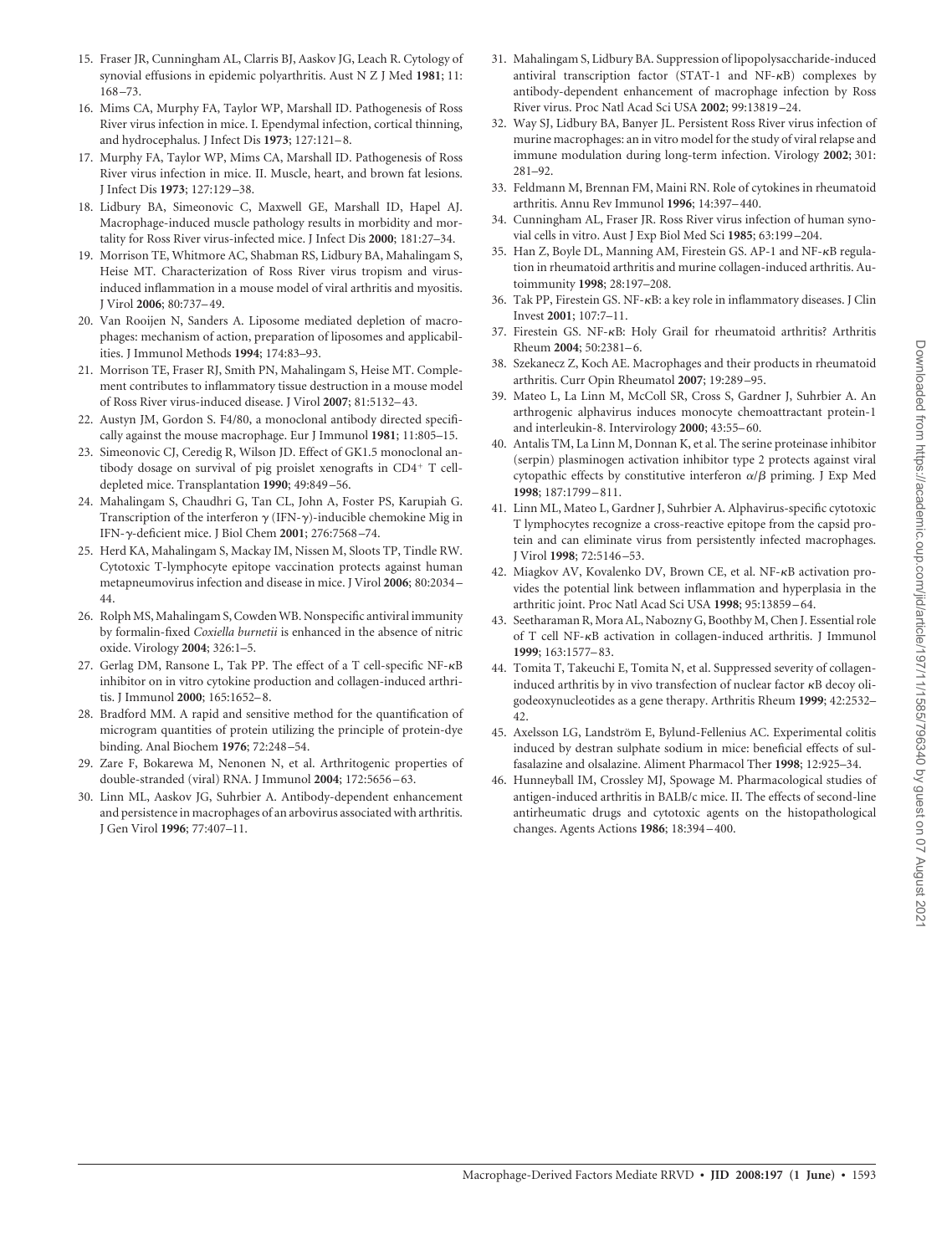15. Fraser JR, Cunningham AL, Clarris BJ, Aaskov JG, Leach R. Cytology of synovial effusions in epidemic polyarthritis. Aust N Z J Med **1981**; 11: 168–73.
16. Mims CA, Murphy FA, Taylor WP, Marshall ID. Pathogenesis of Ross River virus infection in mice. I. Ependymal infection, cortical thinning, and hydrocephalus. J Infect Dis **1973**; 127:121–8.
17. Murphy FA, Taylor WP, Mims CA, Marshall ID. Pathogenesis of Ross River virus infection in mice. II. Muscle, heart, and brown fat lesions. J Infect Dis **1973**; 127:129–38.
18. Lidbury BA, Simeonovic C, Maxwell GE, Marshall ID, Hapel AJ. Macrophage-induced muscle pathology results in morbidity and mortality for Ross River virus-infected mice. J Infect Dis **2000**; 181:27–34.
19. Morrison TE, Whitmore AC, Shabman RS, Lidbury BA, Mahalingam S, Heise MT. Characterization of Ross River virus tropism and virus-induced inflammation in a mouse model of viral arthritis and myositis. J Virol **2006**; 80:737–49.
20. Van Rooijen N, Sanders A. Liposome mediated depletion of macrophages: mechanism of action, preparation of liposomes and applicabilities. J Immunol Methods **1994**; 174:83–93.
21. Morrison TE, Fraser RJ, Smith PN, Mahalingam S, Heise MT. Complement contributes to inflammatory tissue destruction in a mouse model of Ross River virus-induced disease. J Virol **2007**; 81:5132–43.
22. Austyn JM, Gordon S. F4/80, a monoclonal antibody directed specifically against the mouse macrophage. Eur J Immunol **1981**; 11:805–15.
23. Simeonovic CJ, Ceredig R, Wilson JD. Effect of GK1.5 monoclonal antibody dosage on survival of pig proislet xenografts in $CD4^+$ T cell-depleted mice. Transplantation **1990**; 49:849–56.
24. Mahalingam S, Chaudhri G, Tan CL, John A, Foster PS, Karupiah G. Transcription of the interferon $\gamma$ (IFN-$\gamma$)-inducible chemokine Mig in IFN-$\gamma$-deficient mice. J Biol Chem **2001**; 276:7568–74.
25. Herd KA, Mahalingam S, Mackay IM, Nissen M, Sloots TP, Tindle RW. Cytotoxic T-lymphocyte epitope vaccination protects against human metapneumovirus infection and disease in mice. J Virol **2006**; 80:2034–44.
26. Rolph MS, Mahalingam S, Cowden WB. Nonspecific antiviral immunity by formalin-fixed *Coxiella burnetii* is enhanced in the absence of nitric oxide. Virology **2004**; 326:1–5.
27. Gerlag DM, Ransone L, Tak PP. The effect of a T cell-specific NF-$\kappa$B inhibitor on in vitro cytokine production and collagen-induced arthritis. J Immunol **2000**; 165:1652–8.
28. Bradford MM. A rapid and sensitive method for the quantification of microgram quantities of protein utilizing the principle of protein-dye binding. Anal Biochem **1976**; 72:248–54.
29. Zare F, Bokarewa M, Nenonen N, et al. Arthritogenic properties of double-stranded (viral) RNA. J Immunol **2004**; 172:5656–63.
30. Linn ML, Aaskov JG, Suhrbier A. Antibody-dependent enhancement and persistence in macrophages of an arbovirus associated with arthritis. J Gen Virol **1996**; 77:407–11.
31. Mahalingam S, Lidbury BA. Suppression of lipopolysaccharide-induced antiviral transcription factor (STAT-1 and NF-$\kappa$B) complexes by antibody-dependent enhancement of macrophage infection by Ross River virus. Proc Natl Acad Sci USA **2002**; 99:13819–24.
32. Way SJ, Lidbury BA, Banyer JL. Persistent Ross River virus infection of murine macrophages: an in vitro model for the study of viral relapse and immune modulation during long-term infection. Virology **2002**; 301: 281–92.
33. Feldmann M, Brennan FM, Maini RN. Role of cytokines in rheumatoid arthritis. Annu Rev Immunol **1996**; 14:397–440.
34. Cunningham AL, Fraser JR. Ross River virus infection of human synovial cells in vitro. Aust J Exp Biol Med Sci **1985**; 63:199–204.
35. Han Z, Boyle DL, Manning AM, Firestein GS. AP-1 and NF-$\kappa$B regulation in rheumatoid arthritis and murine collagen-induced arthritis. Autoimmunity **1998**; 28:197–208.
36. Tak PP, Firestein GS. NF-$\kappa$B: a key role in inflammatory diseases. J Clin Invest **2001**; 107:7–11.
37. Firestein GS. NF-$\kappa$B: Holy Grail for rheumatoid arthritis? Arthritis Rheum **2004**; 50:2381–6.
38. Szekanecz Z, Koch AE. Macrophages and their products in rheumatoid arthritis. Curr Opin Rheumatol **2007**; 19:289–95.
39. Mateo L, La Linn M, McColl SR, Cross S, Gardner J, Suhrbier A. An arthrogenic alphavirus induces monocyte chemoattractant protein-1 and interleukin-8. Intervirology **2000**; 43:55–60.
40. Antalis TM, La Linn M, Donnan K, et al. The serine proteinase inhibitor (serpin) plasminogen activation inhibitor type 2 protects against viral cytopathic effects by constitutive interferon $\alpha/\beta$ priming. J Exp Med **1998**; 187:1799–811.
41. Linn ML, Mateo L, Gardner J, Suhrbier A. Alphavirus-specific cytotoxic T lymphocytes recognize a cross-reactive epitope from the capsid protein and can eliminate virus from persistently infected macrophages. J Virol **1998**; 72:5146–53.
42. Miagkov AV, Kovalenko DV, Brown CE, et al. NF-$\kappa$B activation provides the potential link between inflammation and hyperplasia in the arthritic joint. Proc Natl Acad Sci USA **1998**; 95:13859–64.
43. Seetharaman R, Mora AL, Nabozny G, Boothby M, Chen J. Essential role of T cell NF-$\kappa$B activation in collagen-induced arthritis. J Immunol **1999**; 163:1577–83.
44. Tomita T, Takeuchi E, Tomita N, et al. Suppressed severity of collagen-induced arthritis by in vivo transfection of nuclear factor $\kappa$B decoy oligodeoxynucleotides as a gene therapy. Arthritis Rheum **1999**; 42:2532–42.
45. Axelsson LG, Landström E, Bylund-Fellenius AC. Experimental colitis induced by destran sulphate sodium in mice: beneficial effects of sulfasalazine and olsalazine. Aliment Pharmacol Ther **1998**; 12:925–34.
46. Hunneyball IM, Crossley MJ, Spowage M. Pharmacological studies of antigen-induced arthritis in BALB/c mice. II. The effects of second-line antirheumatic drugs and cytotoxic agents on the histopathological changes. Agents Actions **1986**; 18:394–400.